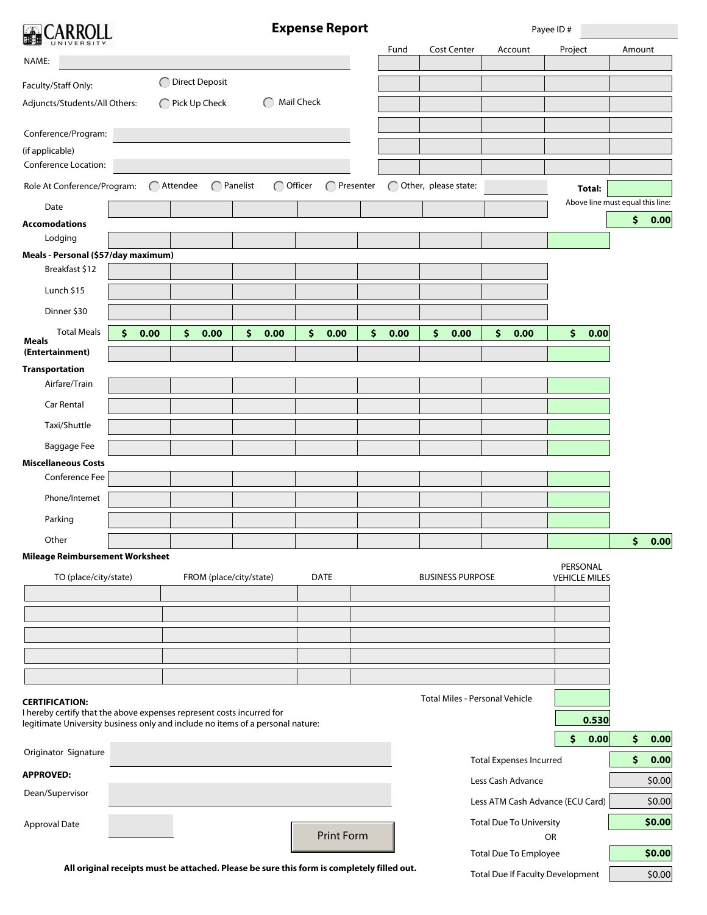CARROLL UNIVERSITY

# Expense Report

Payee ID #

NAME:

Faculty/Staff Only: ◯ Direct Deposit

Adjuncts/Students/All Others: ◯ Pick Up Check ◯ Mail Check

Conference/Program:
(if applicable)

Conference Location:

| Fund | Cost Center | Account | Project | Amount |
|---|---|---|---|---|
| | | | | |
| | | | | |
| | | | | |
| | | | | |
| | | | | |
| | | | | |
| | | | **Total:** | |

Above line must equal this line: **$ 0.00**

Role At Conference/Program: ◯ Attendee ◯ Panelist ◯ Officer ◯ Presenter ◯ Other, please state:

| Date | | | | | | | | | |
|---|---|---|---|---|---|---|---|---|---|
| **Accomodations** | | | | | | | | | |
| Lodging | | | | | | | | | |
| **Meals - Personal ($57/day maximum)** | | | | | | | | | |
| Breakfast $12 | | | | | | | | | |
| Lunch $15 | | | | | | | | | |
| Dinner $30 | | | | | | | | | |
| Total Meals | **$ 0.00** | **$ 0.00** | **$ 0.00** | **$ 0.00** | **$ 0.00** | **$ 0.00** | **$ 0.00** | **$ 0.00** | |
| **Meals (Entertainment)** | | | | | | | | | |
| **Transportation** | | | | | | | | | |
| Airfare/Train | | | | | | | | | |
| Car Rental | | | | | | | | | |
| Taxi/Shuttle | | | | | | | | | |
| Baggage Fee | | | | | | | | | |
| **Miscellaneous Costs** | | | | | | | | | |
| Conference Fee | | | | | | | | | |
| Phone/Internet | | | | | | | | | |
| Parking | | | | | | | | | |
| Other | | | | | | | | | **$ 0.00** |

**Mileage Reimbursement Worksheet**

| TO (place/city/state) | FROM (place/city/state) | DATE | BUSINESS PURPOSE | PERSONAL VEHICLE MILES |
|---|---|---|---|---|
| | | | | |
| | | | | |
| | | | | |
| | | | | |
| | | | | |

Total Miles - Personal Vehicle

**0.530**

**$ 0.00** **$ 0.00**

**CERTIFICATION:**
I hereby certify that the above expenses represent costs incurred for legitimate University business only and include no items of a personal nature:

Originator Signature

**APPROVED:**

Dean/Supervisor

Approval Date

Print Form

| | |
|---|---|
| Total Expenses Incurred | **$ 0.00** |
| Less Cash Advance | $0.00 |
| Less ATM Cash Advance (ECU Card) | $0.00 |
| Total Due To University | **$0.00** |
| OR | |
| Total Due To Employee | **$0.00** |
| Total Due If Faculty Development | $0.00 |

**All original receipts must be attached. Please be sure this form is completely filled out.**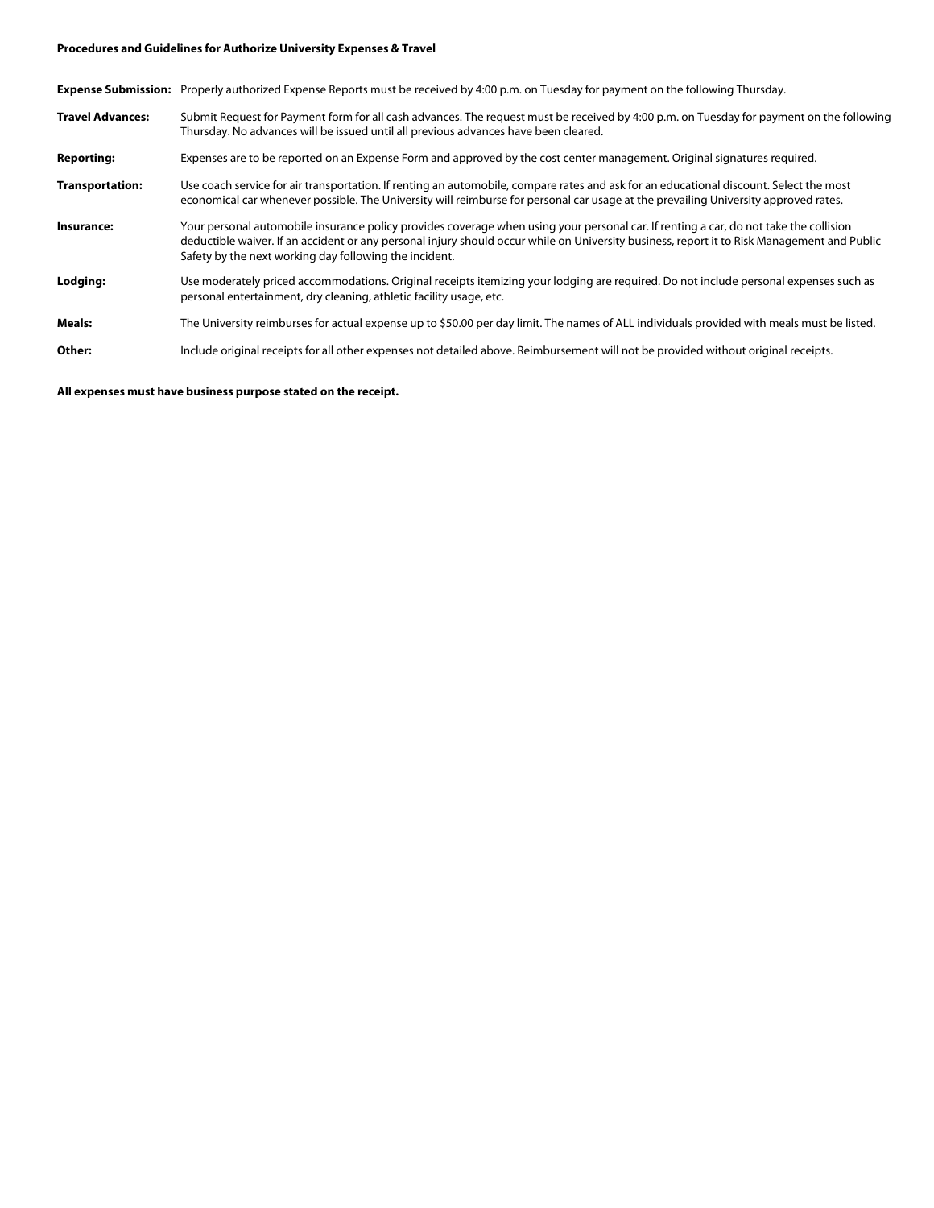**Procedures and Guidelines for Authorize University Expenses & Travel**

| | |
|---|---|
| **Expense Submission:** | Properly authorized Expense Reports must be received by 4:00 p.m. on Tuesday for payment on the following Thursday. |
| **Travel Advances:** | Submit Request for Payment form for all cash advances. The request must be received by 4:00 p.m. on Tuesday for payment on the following Thursday. No advances will be issued until all previous advances have been cleared. |
| **Reporting:** | Expenses are to be reported on an Expense Form and approved by the cost center management. Original signatures required. |
| **Transportation:** | Use coach service for air transportation. If renting an automobile, compare rates and ask for an educational discount. Select the most economical car whenever possible. The University will reimburse for personal car usage at the prevailing University approved rates. |
| **Insurance:** | Your personal automobile insurance policy provides coverage when using your personal car. If renting a car, do not take the collision deductible waiver. If an accident or any personal injury should occur while on University business, report it to Risk Management and Public Safety by the next working day following the incident. |
| **Lodging:** | Use moderately priced accommodations. Original receipts itemizing your lodging are required. Do not include personal expenses such as personal entertainment, dry cleaning, athletic facility usage, etc. |
| **Meals:** | The University reimburses for actual expense up to $50.00 per day limit. The names of ALL individuals provided with meals must be listed. |
| **Other:** | Include original receipts for all other expenses not detailed above. Reimbursement will not be provided without original receipts. |

**All expenses must have business purpose stated on the receipt.**